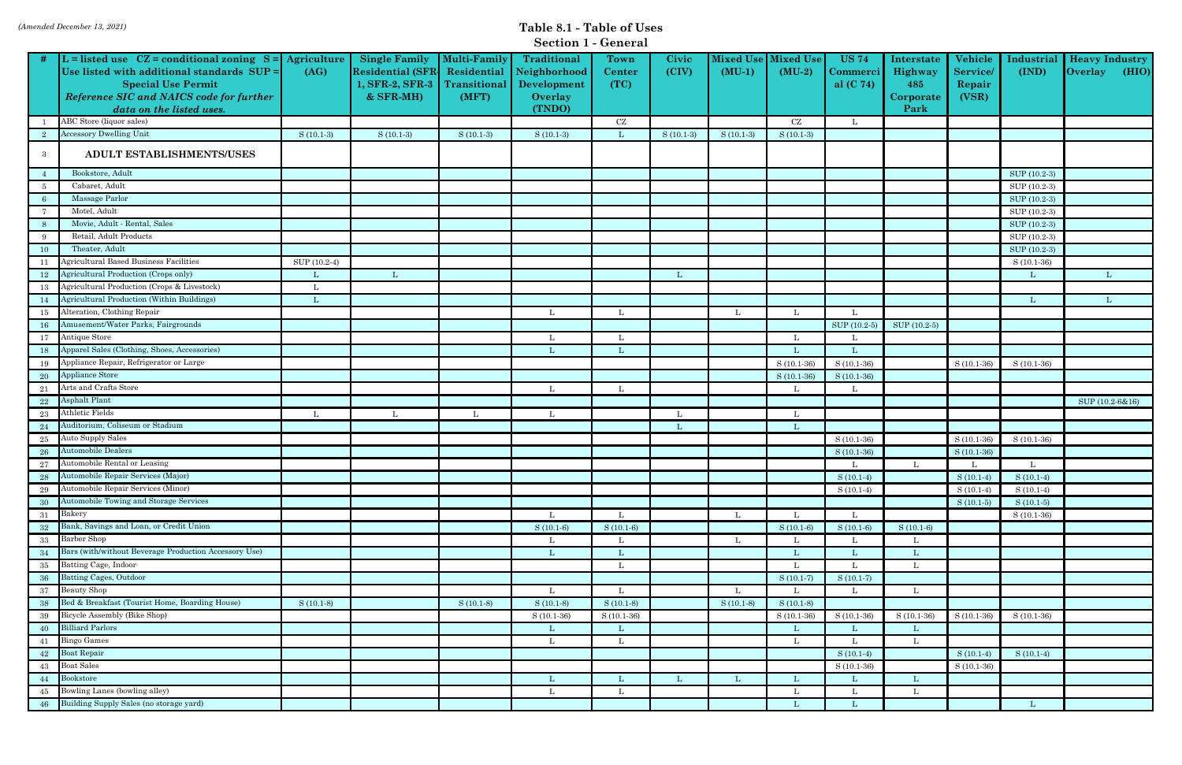*(Amended December 13, 2021)*

# Table 8.1 - Table of Uses

## Section 1 - General

| # | L = listed use CZ = conditional zoning S = Use listed with additional standards SUP = Special Use Permit *Reference SIC and NAICS code for further data on the listed uses.* | Agriculture (AG) | Single Family Residential (SFR-1, SFR-2, SFR-3 & SFR-MH) | Multi-Family Residential Transitional (MFT) | Traditional Neighborhood Development Overlay (TNDO) | Town Center (TC) | Civic (CIV) | Mixed Use (MU-1) | Mixed Use (MU-2) | US 74 Commercial (C 74) | Interstate Highway 485 Corporate Park | Vehicle Service/ Repair (VSR) | Industrial (IND) | Heavy Industry Overlay (HIO) |
|---|---|---|---|---|---|---|---|---|---|---|---|---|---|---|
| 1 | ABC Store (liquor sales) | | | | | CZ | | | CZ | L | | | | |
| 2 | Accessory Dwelling Unit | S (10.1-3) | S (10.1-3) | S (10.1-3) | S (10.1-3) | L | S (10.1-3) | S (10.1-3) | S (10.1-3) | | | | | |
| 3 | **ADULT ESTABLISHMENTS/USES** | | | | | | | | | | | | | |
| 4 | Bookstore, Adult | | | | | | | | | | | | SUP (10.2-3) | |
| 5 | Cabaret, Adult | | | | | | | | | | | | SUP (10.2-3) | |
| 6 | Massage Parlor | | | | | | | | | | | | SUP (10.2-3) | |
| 7 | Motel, Adult | | | | | | | | | | | | SUP (10.2-3) | |
| 8 | Movie, Adult - Rental, Sales | | | | | | | | | | | | SUP (10.2-3) | |
| 9 | Retail, Adult Products | | | | | | | | | | | | SUP (10.2-3) | |
| 10 | Theater, Adult | | | | | | | | | | | | SUP (10.2-3) | |
| 11 | Agricultural Based Business Facilities | SUP (10.2-4) | | | | | | | | | | | S (10.1-36) | |
| 12 | Agricultural Production (Crops only) | L | L | | | | L | | | | | | L | L |
| 13 | Agricultural Production (Crops & Livestock) | L | | | | | | | | | | | | |
| 14 | Agricultural Production (Within Buildings) | L | | | | | | | | | | | L | L |
| 15 | Alteration, Clothing Repair | | | | L | L | | L | L | L | | | | |
| 16 | Amusement/Water Parks, Fairgrounds | | | | | | | | | SUP (10.2-5) | SUP (10.2-5) | | | |
| 17 | Antique Store | | | | L | L | | | L | L | | | | |
| 18 | Apparel Sales (Clothing, Shoes, Accessories) | | | | L | L | | | L | L | | | | |
| 19 | Appliance Repair, Refrigerator or Large | | | | | | | | S (10.1-36) | S (10.1-36) | | S (10.1-36) | S (10.1-36) | |
| 20 | Appliance Store | | | | | | | | S (10.1-36) | S (10.1-36) | | | | |
| 21 | Arts and Crafts Store | | | | L | L | | | L | L | | | | |
| 22 | Asphalt Plant | | | | | | | | | | | | | SUP (10.2-6&16) |
| 23 | Athletic Fields | L | L | L | L | | L | | L | | | | | |
| 24 | Auditorium, Coliseum or Stadium | | | | | | L | | L | | | | | |
| 25 | Auto Supply Sales | | | | | | | | | S (10.1-36) | | S (10.1-36) | S (10.1-36) | |
| 26 | Automobile Dealers | | | | | | | | | S (10.1-36) | | S (10.1-36) | | |
| 27 | Automobile Rental or Leasing | | | | | | | | | L | L | L | L | |
| 28 | Automobile Repair Services (Major) | | | | | | | | | S (10.1-4) | | S (10.1-4) | S (10.1-4) | |
| 29 | Automobile Repair Services (Minor) | | | | | | | | | S (10.1-4) | | S (10.1-4) | S (10.1-4) | |
| 30 | Automobile Towing and Storage Services | | | | | | | | | | | S (10.1-5) | S (10.1-5) | |
| 31 | Bakery | | | | L | L | | L | L | L | | | S (10.1-36) | |
| 32 | Bank, Savings and Loan, or Credit Union | | | | S (10.1-6) | S (10.1-6) | | | S (10.1-6) | S (10.1-6) | S (10.1-6) | | | |
| 33 | Barber Shop | | | | L | L | | L | L | L | L | | | |
| 34 | Bars (with/without Beverage Production Accessory Use) | | | | L | L | | | L | L | L | | | |
| 35 | Batting Cage, Indoor | | | | | L | | | L | L | L | | | |
| 36 | Batting Cages, Outdoor | | | | | | | | S (10.1-7) | S (10.1-7) | | | | |
| 37 | Beauty Shop | | | | L | L | | L | L | L | L | | | |
| 38 | Bed & Breakfast (Tourist Home, Boarding House) | S (10.1-8) | | S (10.1-8) | S (10.1-8) | S (10.1-8) | | S (10.1-8) | S (10.1-8) | | | | | |
| 39 | Bicycle Assembly (Bike Shop) | | | | S (10.1-36) | S (10.1-36) | | | S (10.1-36) | S (10.1-36) | S (10.1-36) | S (10.1-36) | S (10.1-36) | |
| 40 | Billiard Parlors | | | | L | L | | | L | L | L | | | |
| 41 | Bingo Games | | | | L | L | | | L | L | L | | | |
| 42 | Boat Repair | | | | | | | | | S (10.1-4) | | S (10.1-4) | S (10.1-4) | |
| 43 | Boat Sales | | | | | | | | | S (10.1-36) | | S (10.1-36) | | |
| 44 | Bookstore | | | | L | L | L | L | L | L | L | | | |
| 45 | Bowling Lanes (bowling alley) | | | | L | L | | | L | L | L | | | |
| 46 | Building Supply Sales (no storage yard) | | | | | | | | L | L | | | L | |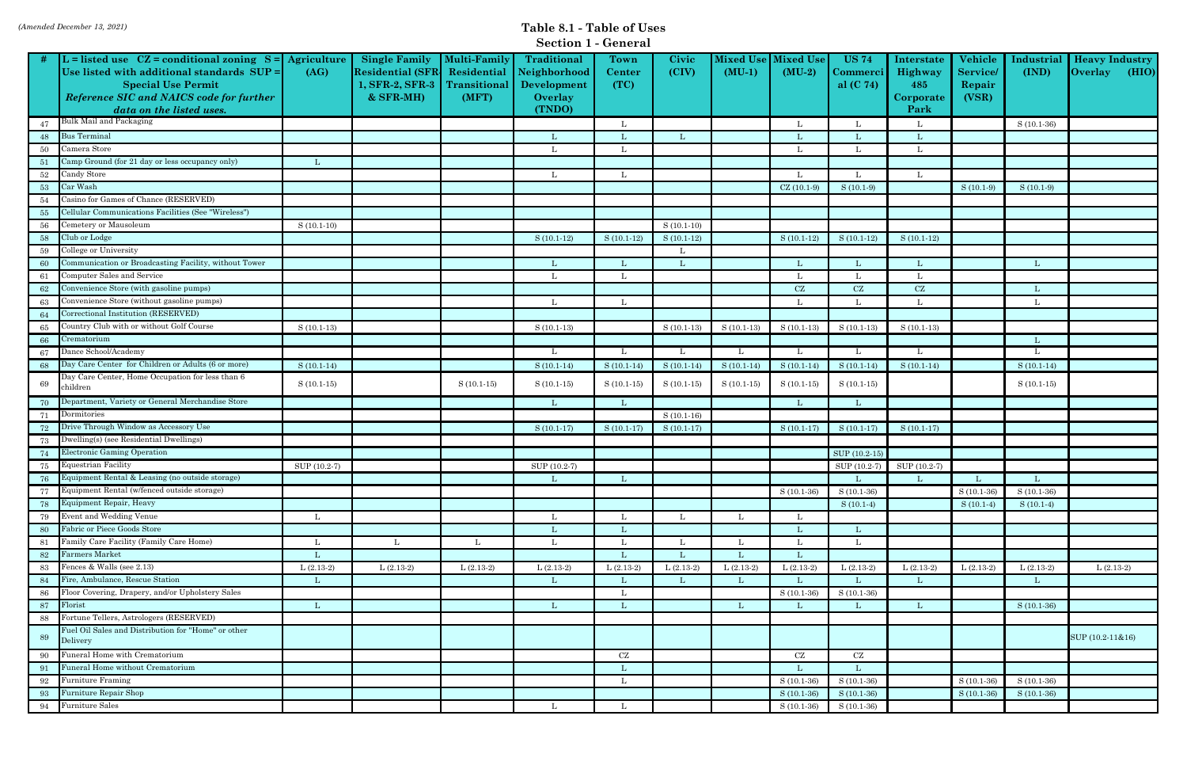*(Amended December 13, 2021)*

# Table 8.1 - Table of Uses

## Section 1 - General

| # | L = listed use CZ = conditional zoning S = Use listed with additional standards SUP = Special Use Permit *Reference SIC and NAICS code for further data on the listed uses.* | Agriculture (AG) | Single Family Residential (SFR-1, SFR-2, SFR-3 & SFR-MH) | Multi-Family Residential Transitional (MFT) | Traditional Neighborhood Development Overlay (TNDO) | Town Center (TC) | Civic (CIV) | Mixed Use (MU-1) | Mixed Use (MU-2) | US 74 Commercial (C 74) | Interstate Highway 485 Corporate Park | Vehicle Service/ Repair (VSR) | Industrial (IND) | Heavy Industry Overlay (HIO) |
|---|---|---|---|---|---|---|---|---|---|---|---|---|---|---|
| 47 | Bulk Mail and Packaging | | | | | L | | | L | L | L | | S (10.1-36) | |
| 48 | Bus Terminal | | | | L | L | L | | L | L | L | | | |
| 50 | Camera Store | | | | L | L | | | L | L | L | | | |
| 51 | Camp Ground (for 21 day or less occupancy only) | L | | | | | | | | | | | | |
| 52 | Candy Store | | | | L | L | | | L | L | L | | | |
| 53 | Car Wash | | | | | | | | CZ (10.1-9) | S (10.1-9) | | S (10.1-9) | S (10.1-9) | |
| 54 | Casino for Games of Chance (RESERVED) | | | | | | | | | | | | | |
| 55 | Cellular Communications Facilities (See "Wireless") | | | | | | | | | | | | | |
| 56 | Cemetery or Mausoleum | S (10.1-10) | | | | | S (10.1-10) | | | | | | | |
| 58 | Club or Lodge | | | | S (10.1-12) | S (10.1-12) | S (10.1-12) | | S (10.1-12) | S (10.1-12) | S (10.1-12) | | | |
| 59 | College or University | | | | | | L | | | | | | | |
| 60 | Communication or Broadcasting Facility, without Tower | | | | L | L | L | | L | L | L | | L | |
| 61 | Computer Sales and Service | | | | L | L | | | L | L | L | | | |
| 62 | Convenience Store (with gasoline pumps) | | | | | | | | CZ | CZ | CZ | | L | |
| 63 | Convenience Store (without gasoline pumps) | | | | L | L | | | L | L | L | | L | |
| 64 | Correctional Institution (RESERVED) | | | | | | | | | | | | | |
| 65 | Country Club with or without Golf Course | S (10.1-13) | | | S (10.1-13) | | S (10.1-13) | S (10.1-13) | S (10.1-13) | S (10.1-13) | S (10.1-13) | | | |
| 66 | Crematorium | | | | | | | | | | | | L | |
| 67 | Dance School/Academy | | | | L | L | L | L | L | L | L | | L | |
| 68 | Day Care Center for Children or Adults (6 or more) | S (10.1-14) | | | S (10.1-14) | S (10.1-14) | S (10.1-14) | S (10.1-14) | S (10.1-14) | S (10.1-14) | S (10.1-14) | | S (10.1-14) | |
| 69 | Day Care Center, Home Occupation for less than 6 children | S (10.1-15) | | S (10.1-15) | S (10.1-15) | S (10.1-15) | S (10.1-15) | S (10.1-15) | S (10.1-15) | S (10.1-15) | | | S (10.1-15) | |
| 70 | Department, Variety or General Merchandise Store | | | | L | L | | | L | L | | | | |
| 71 | Dormitories | | | | | | S (10.1-16) | | | | | | | |
| 72 | Drive Through Window as Accessory Use | | | | S (10.1-17) | S (10.1-17) | S (10.1-17) | | S (10.1-17) | S (10.1-17) | S (10.1-17) | | | |
| 73 | Dwelling(s) (see Residential Dwellings) | | | | | | | | | | | | | |
| 74 | Electronic Gaming Operation | | | | | | | | | SUP (10.2-15) | | | | |
| 75 | Equestrian Facility | SUP (10.2-7) | | | SUP (10.2-7) | | | | | SUP (10.2-7) | SUP (10.2-7) | | | |
| 76 | Equipment Rental & Leasing (no outside storage) | | | | L | L | | | | L | L | L | L | |
| 77 | Equipment Rental (w/fenced outside storage) | | | | | | | | S (10.1-36) | S (10.1-36) | | S (10.1-36) | S (10.1-36) | |
| 78 | Equipment Repair, Heavy | | | | | | | | | S (10.1-4) | | S (10.1-4) | S (10.1-4) | |
| 79 | Event and Wedding Venue | L | | | L | L | L | L | L | | | | | |
| 80 | Fabric or Piece Goods Store | | | | L | L | | | L | L | | | | |
| 81 | Family Care Facility (Family Care Home) | L | L | L | L | L | L | L | L | L | | | | |
| 82 | Farmers Market | L | | | | L | L | L | L | | | | | |
| 83 | Fences & Walls (see 2.13) | L (2.13-2) | L (2.13-2) | L (2.13-2) | L (2.13-2) | L (2.13-2) | L (2.13-2) | L (2.13-2) | L (2.13-2) | L (2.13-2) | L (2.13-2) | L (2.13-2) | L (2.13-2) | L (2.13-2) |
| 84 | Fire, Ambulance, Rescue Station | L | | | L | L | L | L | L | L | L | | L | |
| 86 | Floor Covering, Drapery, and/or Upholstery Sales | | | | | L | | | S (10.1-36) | S (10.1-36) | | | | |
| 87 | Florist | L | | | L | L | | L | L | L | L | | S (10.1-36) | |
| 88 | Fortune Tellers, Astrologers (RESERVED) | | | | | | | | | | | | | |
| 89 | Fuel Oil Sales and Distribution for "Home" or other Delivery | | | | | | | | | | | | | SUP (10.2-11&16) |
| 90 | Funeral Home with Crematorium | | | | | CZ | | | CZ | CZ | | | | |
| 91 | Funeral Home without Crematorium | | | | | L | | | L | L | | | | |
| 92 | Furniture Framing | | | | | L | | | S (10.1-36) | S (10.1-36) | | S (10.1-36) | S (10.1-36) | |
| 93 | Furniture Repair Shop | | | | | | | | S (10.1-36) | S (10.1-36) | | S (10.1-36) | S (10.1-36) | |
| 94 | Furniture Sales | | | | L | L | | | S (10.1-36) | S (10.1-36) | | | | |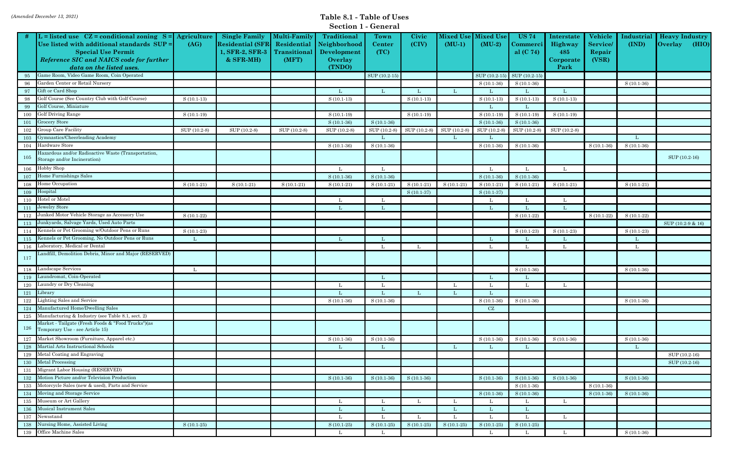*(Amended December 13, 2021)*

# Table 8.1 - Table of Uses

## Section 1 - General

| # | L = listed use CZ = conditional zoning S = Use listed with additional standards SUP = Special Use Permit *Reference SIC and NAICS code for further data on the listed uses.* | Agriculture (AG) | Single Family Residential (SFR-1, SFR-2, SFR-3 & SFR-MH) | Multi-Family Residential Transitional (MFT) | Traditional Neighborhood Development Overlay (TNDO) | Town Center (TC) | Civic (CIV) | Mixed Use (MU-1) | Mixed Use (MU-2) | US 74 Commercial (C 74) | Interstate Highway 485 Corporate Park | Vehicle Service/ Repair (VSR) | Industrial (IND) | Heavy Industry Overlay (HIO) |
|---|---|---|---|---|---|---|---|---|---|---|---|---|---|---|
| 95 | Game Room, Video Game Room, Coin Operated | | | | | SUP (10.2-15) | | | SUP (10.2-15) | SUP (10.2-15) | | | | |
| 96 | Garden Center or Retail Nursery | | | | | | | | S (10.1-36) | S (10.1-36) | | | S (10.1-36) | |
| 97 | Gift or Card Shop | | | | L | L | L | L | L | L | L | | | |
| 98 | Golf Course (See Country Club with Golf Course) | S (10.1-13) | | | S (10.1-13) | | S (10.1-13) | | S (10.1-13) | S (10.1-13) | S (10.1-13) | | | |
| 99 | Golf Course, Miniature | | | | | | | | L | L | | | | |
| 100 | Golf Driving Range | S (10.1-19) | | | S (10.1-19) | | S (10.1-19) | | S (10.1-19) | S (10.1-19) | S (10.1-19) | | | |
| 101 | Grocery Store | | | | S (10.1-36) | S (10.1-36) | | | S (10.1-36) | S (10.1-36) | | | | |
| 102 | Group Care Facility | SUP (10.2-8) | SUP (10.2-8) | SUP (10.2-8) | SUP (10.2-8) | SUP (10.2-8) | SUP (10.2-8) | SUP (10.2-8) | SUP (10.2-8) | SUP (10.2-8) | SUP (10.2-8) | | | |
| 103 | Gymnastics/Cheerleading Academy | | | | | L | | L | L | | | | L | |
| 104 | Hardware Store | | | | S (10.1-36) | S (10.1-36) | | | S (10.1-36) | S (10.1-36) | | S (10.1-36) | S (10.1-36) | |
| 105 | Hazardous and/or Radioactive Waste (Transportation, Storage and/or Incineration) | | | | | | | | | | | | | SUP (10.2-16) |
| 106 | Hobby Shop | | | | L | L | | | L | L | L | | | |
| 107 | Home Furnishings Sales | | | | S (10.1-36) | S (10.1-36) | | | S (10.1-36) | S (10.1-36) | | | | |
| 108 | Home Occupation | S (10.1-21) | S (10.1-21) | S (10.1-21) | S (10.1-21) | S (10.1-21) | S (10.1-21) | S (10.1-21) | S (10.1-21) | S (10.1-21) | S (10.1-21) | | S (10.1-21) | |
| 109 | Hospital | | | | | | S (10.1-37) | | S (10.1-37) | | | | | |
| 110 | Hotel or Motel | | | | L | L | | | L | L | L | | | |
| 111 | Jewelry Store | | | | L | L | | | L | L | L | | | |
| 112 | Junked Motor Vehicle Storage as Accessory Use | S (10.1-22) | | | | | | | | S (10.1-22) | | S (10.1-22) | S (10.1-22) | |
| 113 | Junkyards, Salvage Yards, Used Auto Parts | | | | | | | | | | | | | SUP (10.2-9 & 16) |
| 114 | Kennels or Pet Grooming w/Outdoor Pens or Runs | S (10.1-23) | | | | | | | | S (10.1-23) | S (10.1-23) | | S (10.1-23) | |
| 115 | Kennels or Pet Grooming, No Outdoor Pens or Runs | L | | | L | L | | | L | L | L | | L | |
| 116 | Laboratory, Medical or Dental | | | | | L | L | | L | L | L | | L | |
| 117 | Landfill, Demolition Debris, Minor and Major (RESERVED) | | | | | | | | | | | | | |
| 118 | Landscape Services | L | | | | | | | | S (10.1-36) | | | S (10.1-36) | |
| 119 | Laundromat, Coin-Operated | | | | | L | | | L | L | | | | |
| 120 | Laundry or Dry Cleaning | | | | L | L | | L | L | L | L | | | |
| 121 | Library | | | | L | L | L | L | L | | | | | |
| 122 | Lighting Sales and Service | | | | S (10.1-36) | S (10.1-36) | | | S (10.1-36) | S (10.1-36) | | | S (10.1-36) | |
| 124 | Manufactured Home/Dwelling Sales | | | | | | | | CZ | | | | | |
| 125 | Manufacturing & Industry (see Table 8.1, sect. 2) | | | | | | | | | | | | | |
| 126 | Market - Tailgate (Fresh Foods & "Food Trucks")(as Temporary Use - see Article 15) | | | | | | | | | | | | | |
| 127 | Market Showroom (Furniture, Apparel etc.) | | | | S (10.1-36) | S (10.1-36) | | | S (10.1-36) | S (10.1-36) | S (10.1-36) | | S (10.1-36) | |
| 128 | Martial Arts Instructional Schools | | | | L | L | | L | L | L | | | L | |
| 129 | Metal Coating and Engraving | | | | | | | | | | | | | SUP (10.2-16) |
| 130 | Metal Processing | | | | | | | | | | | | | SUP (10.2-16) |
| 131 | Migrant Labor Housing (RESERVED) | | | | | | | | | | | | | |
| 132 | Motion Picture and/or Television Production | | | | S (10.1-36) | S (10.1-36) | S (10.1-36) | | S (10.1-36) | S (10.1-36) | S (10.1-36) | | S (10.1-36) | |
| 133 | Motorcycle Sales (new & used), Parts and Service | | | | | | | | | S (10.1-36) | | S (10.1-36) | | |
| 134 | Moving and Storage Service | | | | | | | | S (10.1-36) | S (10.1-36) | | S (10.1-36) | S (10.1-36) | |
| 135 | Museum or Art Gallery | | | | L | L | L | L | L | L | L | | | |
| 136 | Musical Instrument Sales | | | | L | L | | L | L | L | | | | |
| 137 | Newsstand | | | | L | L | L | L | L | L | L | | | |
| 138 | Nursing Home, Assisted Living | S (10.1-25) | | | S (10.1-25) | S (10.1-25) | S (10.1-25) | S (10.1-25) | S (10.1-25) | S (10.1-25) | | | | |
| 139 | Office Machine Sales | | | | L | L | | | L | L | L | | S (10.1-36) | |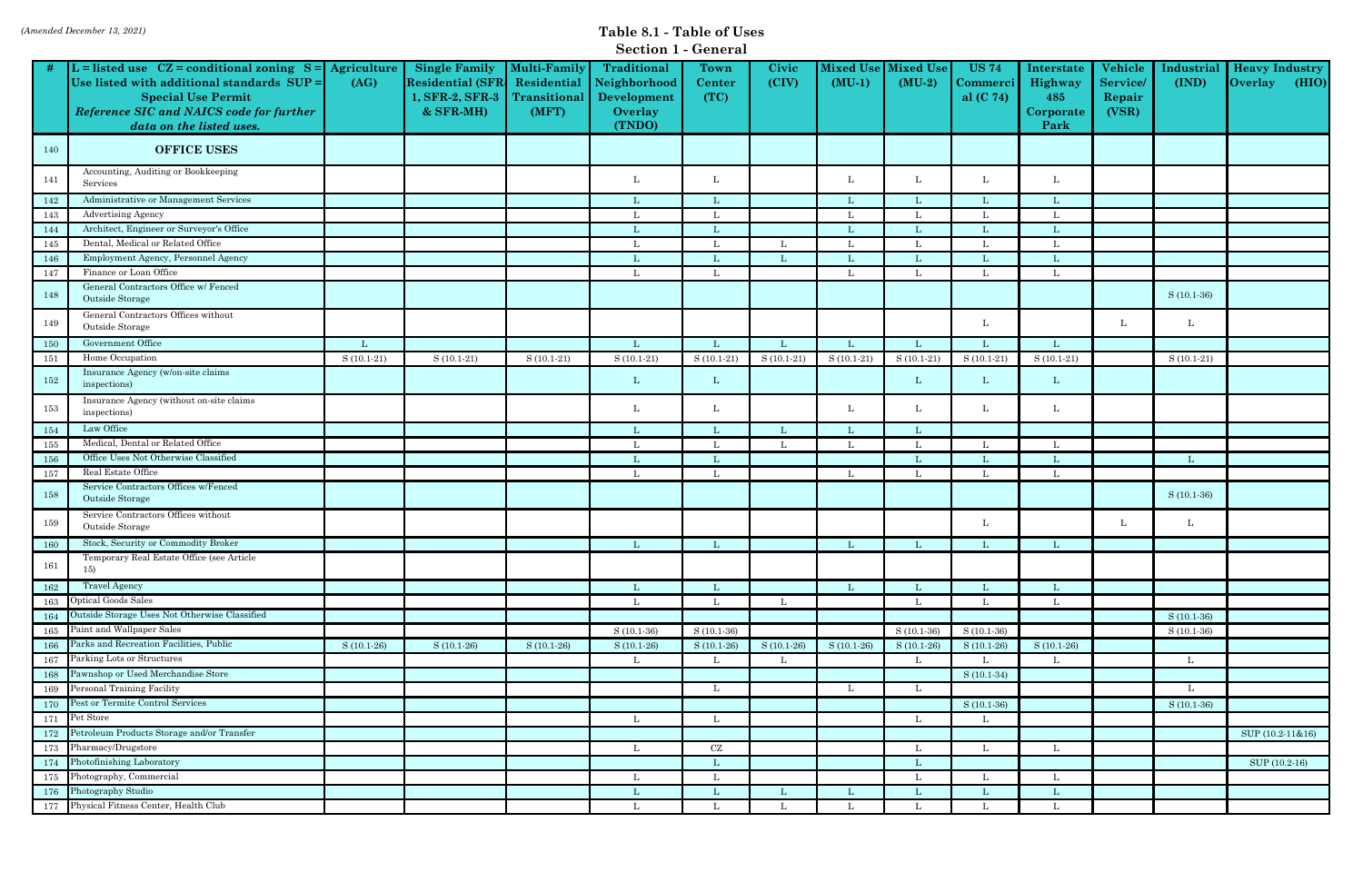*(Amended December 13, 2021)*

# Table 8.1 - Table of Uses

## Section 1 - General

| # | L = listed use CZ = conditional zoning S = Use listed with additional standards SUP = Special Use Permit *Reference SIC and NAICS code for further data on the listed uses.* | Agriculture (AG) | Single Family Residential (SFR-1, SFR-2, SFR-3 & SFR-MH) | Multi-Family Residential Transitional (MFT) | Traditional Neighborhood Development Overlay (TNDO) | Town Center (TC) | Civic (CIV) | Mixed Use (MU-1) | Mixed Use (MU-2) | US 74 Commercial (C 74) | Interstate Highway 485 Corporate Park | Vehicle Service/ Repair (VSR) | Industrial (IND) | Heavy Industry Overlay (HIO) |
|---|---|---|---|---|---|---|---|---|---|---|---|---|---|---|
| 140 | **OFFICE USES** | | | | | | | | | | | | | |
| 141 | Accounting, Auditing or Bookkeeping Services | | | | L | L | | L | L | L | L | | | |
| 142 | Administrative or Management Services | | | | L | L | | L | L | L | L | | | |
| 143 | Advertising Agency | | | | L | L | | L | L | L | L | | | |
| 144 | Architect, Engineer or Surveyor's Office | | | | L | L | | L | L | L | L | | | |
| 145 | Dental, Medical or Related Office | | | | L | L | L | L | L | L | L | | | |
| 146 | Employment Agency, Personnel Agency | | | | L | L | L | L | L | L | L | | | |
| 147 | Finance or Loan Office | | | | L | L | | L | L | L | L | | | |
| 148 | General Contractors Office w/ Fenced Outside Storage | | | | | | | | | | | | S (10.1-36) | |
| 149 | General Contractors Offices without Outside Storage | | | | | | | | | L | | L | L | |
| 150 | Government Office | L | | | L | L | L | L | L | L | L | | | |
| 151 | Home Occupation | S (10.1-21) | S (10.1-21) | S (10.1-21) | S (10.1-21) | S (10.1-21) | S (10.1-21) | S (10.1-21) | S (10.1-21) | S (10.1-21) | S (10.1-21) | | S (10.1-21) | |
| 152 | Insurance Agency (w/on-site claims inspections) | | | | L | L | | | L | L | L | | | |
| 153 | Insurance Agency (without on-site claims inspections) | | | | L | L | | L | L | L | L | | | |
| 154 | Law Office | | | | L | L | L | L | L | | | | | |
| 155 | Medical, Dental or Related Office | | | | L | L | L | L | L | L | L | | | |
| 156 | Office Uses Not Otherwise Classified | | | | L | L | | | L | L | L | | L | |
| 157 | Real Estate Office | | | | L | L | | L | L | L | L | | | |
| 158 | Service Contractors Offices w/Fenced Outside Storage | | | | | | | | | | | | S (10.1-36) | |
| 159 | Service Contractors Offices without Outside Storage | | | | | | | | | L | | L | L | |
| 160 | Stock, Security or Commodity Broker | | | | L | L | | L | L | L | L | | | |
| 161 | Temporary Real Estate Office (see Article 15) | | | | | | | | | | | | | |
| 162 | Travel Agency | | | | L | L | | L | L | L | L | | | |
| 163 | Optical Goods Sales | | | | L | L | L | | L | L | L | | | |
| 164 | Outside Storage Uses Not Otherwise Classified | | | | | | | | | | | | S (10.1-36) | |
| 165 | Paint and Wallpaper Sales | | | | S (10.1-36) | S (10.1-36) | | | S (10.1-36) | S (10.1-36) | | | S (10.1-36) | |
| 166 | Parks and Recreation Facilities, Public | S (10.1-26) | S (10.1-26) | S (10.1-26) | S (10.1-26) | S (10.1-26) | S (10.1-26) | S (10.1-26) | S (10.1-26) | S (10.1-26) | S (10.1-26) | | | |
| 167 | Parking Lots or Structures | | | | L | L | L | | L | L | L | | L | |
| 168 | Pawnshop or Used Merchandise Store | | | | | | | | | S (10.1-34) | | | | |
| 169 | Personal Training Facility | | | | | L | | L | L | | | | L | |
| 170 | Pest or Termite Control Services | | | | | | | | | S (10.1-36) | | | S (10.1-36) | |
| 171 | Pet Store | | | | L | L | | | L | L | | | | |
| 172 | Petroleum Products Storage and/or Transfer | | | | | | | | | | | | | SUP (10.2-11&16) |
| 173 | Pharmacy/Drugstore | | | | L | CZ | | | L | L | L | | | |
| 174 | Photofinishing Laboratory | | | | | L | | | L | | | | | SUP (10.2-16) |
| 175 | Photography, Commercial | | | | L | L | | | L | L | L | | | |
| 176 | Photography Studio | | | | L | L | L | L | L | L | L | | | |
| 177 | Physical Fitness Center, Health Club | | | | L | L | L | L | L | L | L | | | |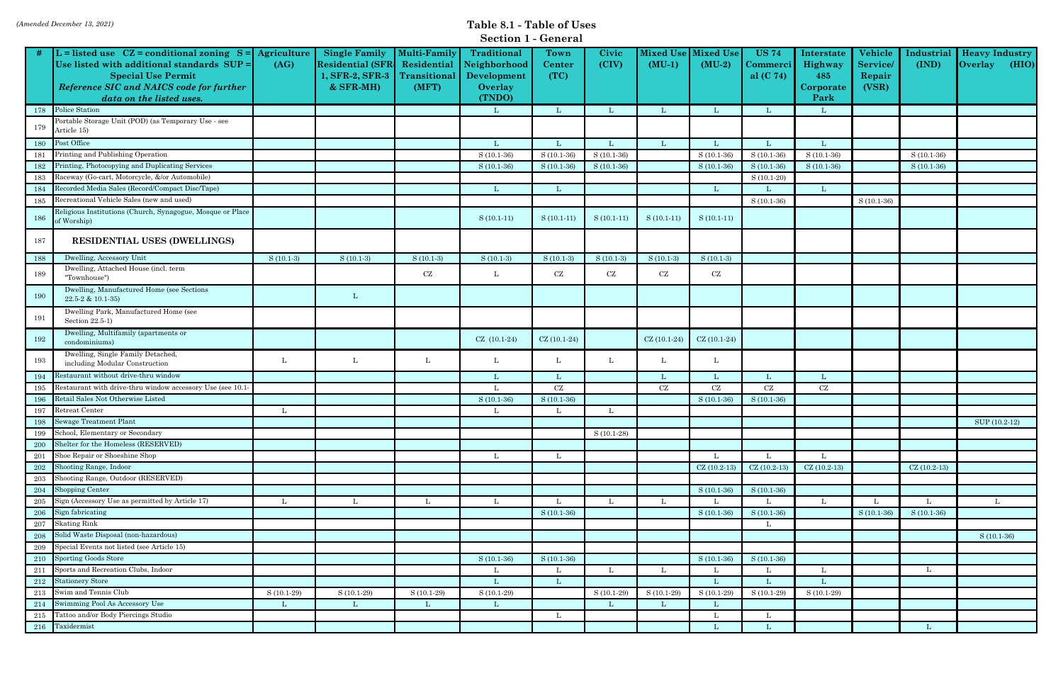*(Amended December 13, 2021)*

## Table 8.1 - Table of Uses
### Section 1 - General

| # | L = listed use CZ = conditional zoning S = Use listed with additional standards SUP = Special Use Permit *Reference SIC and NAICS code for further data on the listed uses.* | Agriculture (AG) | Single Family Residential (SFR-1, SFR-2, SFR-3 & SFR-MH) | Multi-Family Residential Transitional (MFT) | Traditional Neighborhood Development Overlay (TNDO) | Town Center (TC) | Civic (CIV) | Mixed Use (MU-1) | Mixed Use (MU-2) | US 74 Commercial (C 74) | Interstate Highway 485 Corporate Park | Vehicle Service/ Repair (VSR) | Industrial (IND) | Heavy Industry Overlay (HIO) |
|---|---|---|---|---|---|---|---|---|---|---|---|---|---|---|
| 178 | Police Station | | | | L | L | L | L | L | L | L | | | |
| 179 | Portable Storage Unit (POD) (as Temporary Use - see Article 15) | | | | | | | | | | | | | |
| 180 | Post Office | | | | L | L | L | L | L | L | L | | | |
| 181 | Printing and Publishing Operation | | | | S (10.1-36) | S (10.1-36) | S (10.1-36) | | S (10.1-36) | S (10.1-36) | S (10.1-36) | | S (10.1-36) | |
| 182 | Printing, Photocopying and Duplicating Services | | | | S (10.1-36) | S (10.1-36) | S (10.1-36) | | S (10.1-36) | S (10.1-36) | S (10.1-36) | | S (10.1-36) | |
| 183 | Raceway (Go-cart, Motorcycle, &/or Automobile) | | | | | | | | | S (10.1-20) | | | | |
| 184 | Recorded Media Sales (Record/Compact Disc/Tape) | | | | L | L | | | L | L | L | | | |
| 185 | Recreational Vehicle Sales (new and used) | | | | | | | | | S (10.1-36) | | S (10.1-36) | | |
| 186 | Religious Institutions (Church, Synagogue, Mosque or Place of Worship) | | | | S (10.1-11) | S (10.1-11) | S (10.1-11) | S (10.1-11) | S (10.1-11) | | | | | |
| 187 | **RESIDENTIAL USES (DWELLINGS)** | | | | | | | | | | | | | |
| 188 | Dwelling, Accessory Unit | S (10.1-3) | S (10.1-3) | S (10.1-3) | S (10.1-3) | S (10.1-3) | S (10.1-3) | S (10.1-3) | S (10.1-3) | | | | | |
| 189 | Dwelling, Attached House (incl. term "Townhouse") | | | CZ | L | CZ | CZ | CZ | CZ | | | | | |
| 190 | Dwelling, Manufactured Home (see Sections 22.5-2 & 10.1-35) | | L | | | | | | | | | | | |
| 191 | Dwelling Park, Manufactured Home (see Section 22.5-1) | | | | | | | | | | | | | |
| 192 | Dwelling, Multifamily (apartments or condominiums) | | | | CZ (10.1-24) | CZ (10.1-24) | | CZ (10.1-24) | CZ (10.1-24) | | | | | |
| 193 | Dwelling, Single Family Detached, including Modular Construction | L | L | L | L | L | L | L | L | | | | | |
| 194 | Restaurant without drive-thru window | | | | L | L | | L | L | L | L | | | |
| 195 | Restaurant with drive-thru window accessory Use (see 10.1- | | | | L | CZ | | CZ | CZ | CZ | CZ | | | |
| 196 | Retail Sales Not Otherwise Listed | | | | S (10.1-36) | S (10.1-36) | | | S (10.1-36) | S (10.1-36) | | | | |
| 197 | Retreat Center | L | | | L | L | L | | | | | | | |
| 198 | Sewage Treatment Plant | | | | | | | | | | | | | SUP (10.2-12) |
| 199 | School, Elementary or Secondary | | | | | | S (10.1-28) | | | | | | | |
| 200 | Shelter for the Homeless (RESERVED) | | | | | | | | | | | | | |
| 201 | Shoe Repair or Shoeshine Shop | | | | L | L | | | L | L | L | | | |
| 202 | Shooting Range, Indoor | | | | | | | | CZ (10.2-13) | CZ (10.2-13) | CZ (10.2-13) | | CZ (10.2-13) | |
| 203 | Shooting Range, Outdoor (RESERVED) | | | | | | | | | | | | | |
| 204 | Shopping Center | | | | | | | | S (10.1-36) | S (10.1-36) | | | | |
| 205 | Sign (Accessory Use as permitted by Article 17) | L | L | L | L | L | L | L | L | L | L | L | L | L |
| 206 | Sign fabricating | | | | | S (10.1-36) | | | S (10.1-36) | S (10.1-36) | | S (10.1-36) | S (10.1-36) | |
| 207 | Skating Rink | | | | | | | | | L | | | | |
| 208 | Solid Waste Disposal (non-hazardous) | | | | | | | | | | | | | S (10.1-36) |
| 209 | Special Events not listed (see Article 15) | | | | | | | | | | | | | |
| 210 | Sporting Goods Store | | | | S (10.1-36) | S (10.1-36) | | | S (10.1-36) | S (10.1-36) | | | | |
| 211 | Sports and Recreation Clubs, Indoor | | | | L | L | L | L | L | L | L | | L | |
| 212 | Stationery Store | | | | L | L | | | L | L | L | | | |
| 213 | Swim and Tennis Club | S (10.1-29) | S (10.1-29) | S (10.1-29) | S (10.1-29) | | S (10.1-29) | S (10.1-29) | S (10.1-29) | S (10.1-29) | S (10.1-29) | | | |
| 214 | Swimming Pool As Accessory Use | L | L | L | L | | L | L | L | | | | | |
| 215 | Tattoo and/or Body Piercings Studio | | | | | L | | | L | L | | | | |
| 216 | Taxidermist | | | | | | | | L | L | | | L | |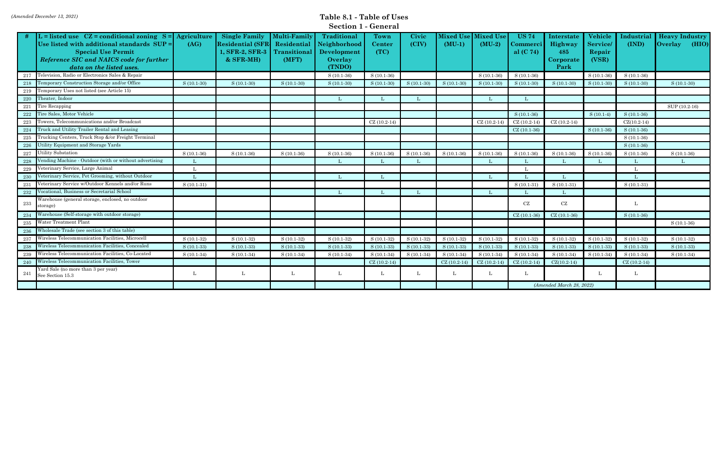*(Amended December 13, 2021)*

# Table 8.1 - Table of Uses

## Section 1 - General

| # | L = listed use CZ = conditional zoning S = Use listed with additional standards SUP = Special Use Permit *Reference SIC and NAICS code for further data on the listed uses.* | Agriculture (AG) | Single Family Residential (SFR-1, SFR-2, SFR-3 & SFR-MH) | Multi-Family Residential Transitional (MFT) | Traditional Neighborhood Development Overlay (TNDO) | Town Center (TC) | Civic (CIV) | Mixed Use (MU-1) | Mixed Use (MU-2) | US 74 Commercial (C 74) | Interstate Highway 485 Corporate Park | Vehicle Service/ Repair (VSR) | Industrial (IND) | Heavy Industry Overlay (HIO) |
|---|---|---|---|---|---|---|---|---|---|---|---|---|---|---|
| 217 | Television, Radio or Electronics Sales & Repair | | | | S (10.1-36) | S (10.1-36) | | | S (10.1-36) | S (10.1-36) | | S (10.1-36) | S (10.1-36) | |
| 218 | Temporary Construction Storage and/or Office | S (10.1-30) | S (10.1-30) | S (10.1-30) | S (10.1-30) | S (10.1-30) | S (10.1-30) | S (10.1-30) | S (10.1-30) | S (10.1-30) | S (10.1-30) | S (10.1-30) | S (10.1-30) | S (10.1-30) |
| 219 | Temporary Uses not listed (see Article 15) | | | | | | | | | | | | | |
| 220 | Theater, Indoor | | | | L | L | L | | L | L | | | | |
| 221 | Tire Recapping | | | | | | | | | | | | | SUP (10.2-16) |
| 222 | Tire Sales, Motor Vehicle | | | | | | | | | S (10.1-36) | | S (10.1-4) | S (10.1-36) | |
| 223 | Towers, Telecommunications and/or Broadcast | | | | | CZ (10.2-14) | | | CZ (10.2-14) | CZ (10.2-14) | CZ (10.2-14) | | CZ(10.2-14) | |
| 224 | Truck and Utility Trailer Rental and Leasing | | | | | | | | | CZ (10.1-36) | | S (10.1-36) | S (10.1-36) | |
| 225 | Trucking Centers, Truck Stop &/or Freight Terminal | | | | | | | | | | | | S (10.1-36) | |
| 226 | Utility Equipment and Storage Yards | | | | | | | | | | | | S (10.1-36) | |
| 227 | Utility Substation | S (10.1-36) | S (10.1-36) | S (10.1-36) | S (10.1-36) | S (10.1-36) | S (10.1-36) | S (10.1-36) | S (10.1-36) | S (10.1-36) | S (10.1-36) | S (10.1-36) | S (10.1-36) | S (10.1-36) |
| 228 | Vending Machine - Outdoor (with or without advertising | L | | | L | L | L | | L | L | L | L | L | L |
| 229 | Veterinary Service, Large Animal | L | | | | | | | | L | | | L | |
| 230 | Veterinary Service, Pet Grooming, without Outdoor | L | | | L | L | | | L | L | L | | L | |
| 231 | Veterinary Service w/Outdoor Kennels and/or Runs | S (10.1-31) | | | | | | | | S (10.1-31) | S (10.1-31) | | S (10.1-31) | |
| 232 | Vocational, Business or Secretarial School | | | | L | L | L | | L | L | L | | | |
| 233 | Warehouse (general storage, enclosed, no outdoor storage) | | | | | | | | | CZ | CZ | | L | |
| 234 | Warehouse (Self-storage with outdoor storage) | | | | | | | | | CZ (10.1-36) | CZ (10.1-36) | | S (10.1-36) | |
| 235 | Water Treatment Plant | | | | | | | | | | | | | S (10.1-36) |
| 236 | Wholesale Trade (see section 3 of this table) | | | | | | | | | | | | | |
| 237 | Wireless Telecommunication Facilities, Microcell | S (10.1-32) | S (10.1-32) | S (10.1-32) | S (10.1-32) | S (10.1-32) | S (10.1-32) | S (10.1-32) | S (10.1-32) | S (10.1-32) | S (10.1-32) | S (10.1-32) | S (10.1-32) | S (10.1-32) |
| 238 | Wireless Telecommunication Facilities, Concealed | S (10.1-33) | S (10.1-33) | S (10.1-33) | S (10.1-33) | S (10.1-33) | S (10.1-33) | S (10.1-33) | S (10.1-33) | S (10.1-33) | S (10.1-33) | S (10.1-33) | S (10.1-33) | S (10.1-33) |
| 239 | Wireless Telecommunication Facilities, Co-Located | S (10.1-34) | S (10.1-34) | S (10.1-34) | S (10.1-34) | S (10.1-34) | S (10.1-34) | S (10.1-34) | S (10.1-34) | S (10.1-34) | S (10.1-34) | S (10.1-34) | S (10.1-34) | S (10.1-34) |
| 240 | Wireless Telecommunication Facilities, Tower | | | | | CZ (10.2-14) | | CZ (10.2-14) | CZ (10.2-14) | CZ (10.2-14) | CZ(10.2-14) | | CZ (10.2-14) | |
| 241 | Yard Sale (no more than 3 per year) See Section 15.3 | L | L | L | L | L | L | L | L | L | | L | L | |
| | | | | | | | | | | *(Amended March 28, 2022)* | | | | |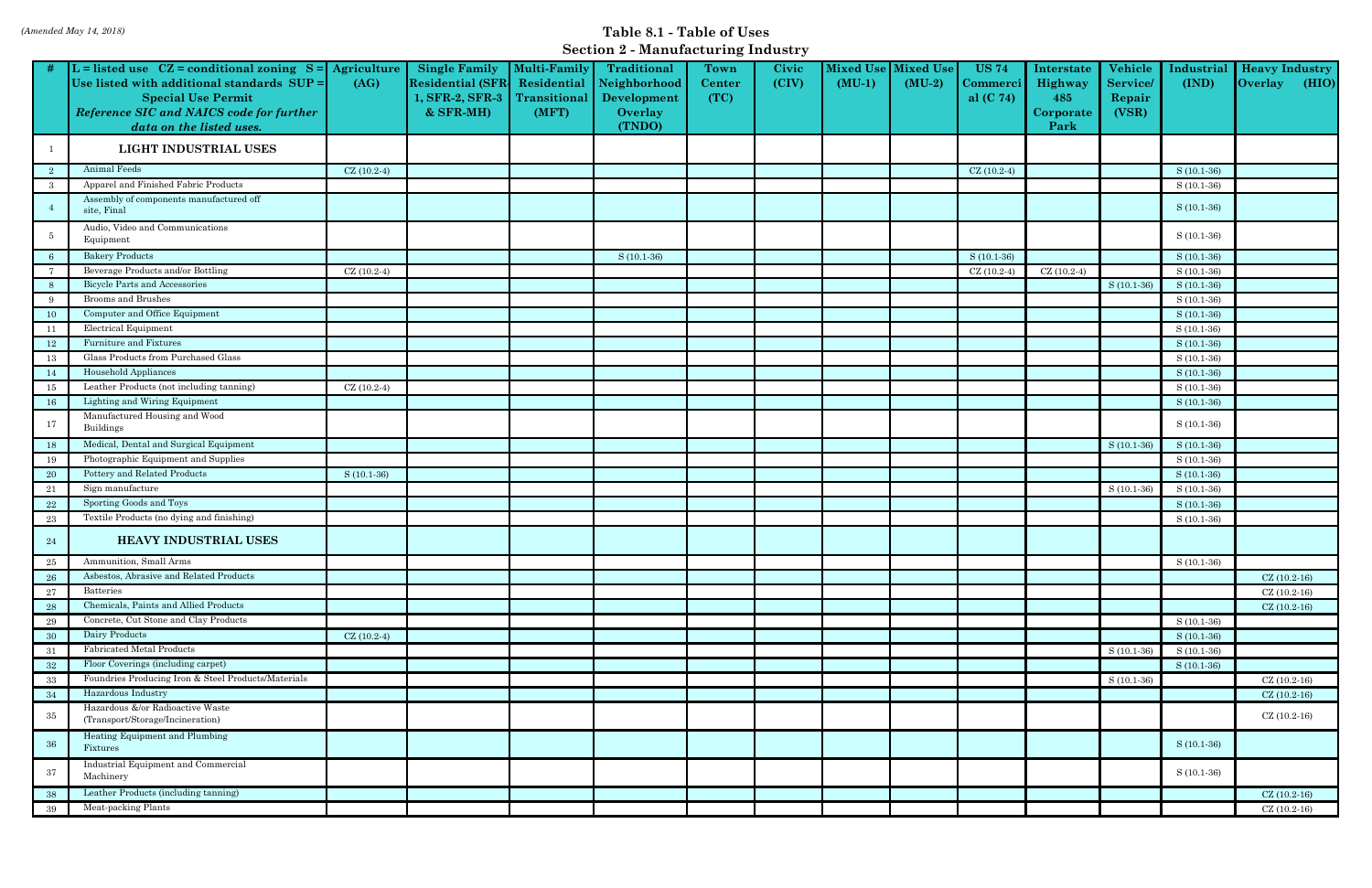*(Amended May 14, 2018)*

# Table 8.1 - Table of Uses
## Section 2 - Manufacturing Industry

| # | L = listed use CZ = conditional zoning S = Use listed with additional standards SUP = Special Use Permit *Reference SIC and NAICS code for further data on the listed uses.* | Agriculture (AG) | Single Family Residential (SFR-1, SFR-2, SFR-3 & SFR-MH) | Multi-Family Residential Transitional (MFT) | Traditional Neighborhood Development Overlay (TNDO) | Town Center (TC) | Civic (CIV) | Mixed Use (MU-1) | Mixed Use (MU-2) | US 74 Commercial (C 74) | Interstate Highway 485 Corporate Park | Vehicle Service/ Repair (VSR) | Industrial (IND) | Heavy Industry Overlay (HIO) |
|---|---|---|---|---|---|---|---|---|---|---|---|---|---|---|
| 1 | **LIGHT INDUSTRIAL USES** | | | | | | | | | | | | | |
| 2 | Animal Feeds | CZ (10.2-4) | | | | | | | | CZ (10.2-4) | | | S (10.1-36) | |
| 3 | Apparel and Finished Fabric Products | | | | | | | | | | | | S (10.1-36) | |
| 4 | Assembly of components manufactured off site, Final | | | | | | | | | | | | S (10.1-36) | |
| 5 | Audio, Video and Communications Equipment | | | | | | | | | | | | S (10.1-36) | |
| 6 | Bakery Products | | | | S (10.1-36) | | | | | S (10.1-36) | | | S (10.1-36) | |
| 7 | Beverage Products and/or Bottling | CZ (10.2-4) | | | | | | | | CZ (10.2-4) | CZ (10.2-4) | | S (10.1-36) | |
| 8 | Bicycle Parts and Accessories | | | | | | | | | | | S (10.1-36) | S (10.1-36) | |
| 9 | Brooms and Brushes | | | | | | | | | | | | S (10.1-36) | |
| 10 | Computer and Office Equipment | | | | | | | | | | | | S (10.1-36) | |
| 11 | Electrical Equipment | | | | | | | | | | | | S (10.1-36) | |
| 12 | Furniture and Fixtures | | | | | | | | | | | | S (10.1-36) | |
| 13 | Glass Products from Purchased Glass | | | | | | | | | | | | S (10.1-36) | |
| 14 | Household Appliances | | | | | | | | | | | | S (10.1-36) | |
| 15 | Leather Products (not including tanning) | CZ (10.2-4) | | | | | | | | | | | S (10.1-36) | |
| 16 | Lighting and Wiring Equipment | | | | | | | | | | | | S (10.1-36) | |
| 17 | Manufactured Housing and Wood Buildings | | | | | | | | | | | | S (10.1-36) | |
| 18 | Medical, Dental and Surgical Equipment | | | | | | | | | | | S (10.1-36) | S (10.1-36) | |
| 19 | Photographic Equipment and Supplies | | | | | | | | | | | | S (10.1-36) | |
| 20 | Pottery and Related Products | S (10.1-36) | | | | | | | | | | | S (10.1-36) | |
| 21 | Sign manufacture | | | | | | | | | | | S (10.1-36) | S (10.1-36) | |
| 22 | Sporting Goods and Toys | | | | | | | | | | | | S (10.1-36) | |
| 23 | Textile Products (no dying and finishing) | | | | | | | | | | | | S (10.1-36) | |
| 24 | **HEAVY INDUSTRIAL USES** | | | | | | | | | | | | | |
| 25 | Ammunition, Small Arms | | | | | | | | | | | | S (10.1-36) | |
| 26 | Asbestos, Abrasive and Related Products | | | | | | | | | | | | | CZ (10.2-16) |
| 27 | Batteries | | | | | | | | | | | | | CZ (10.2-16) |
| 28 | Chemicals, Paints and Allied Products | | | | | | | | | | | | | CZ (10.2-16) |
| 29 | Concrete, Cut Stone and Clay Products | | | | | | | | | | | | S (10.1-36) | |
| 30 | Dairy Products | CZ (10.2-4) | | | | | | | | | | | S (10.1-36) | |
| 31 | Fabricated Metal Products | | | | | | | | | | | S (10.1-36) | S (10.1-36) | |
| 32 | Floor Coverings (including carpet) | | | | | | | | | | | | S (10.1-36) | |
| 33 | Foundries Producing Iron & Steel Products/Materials | | | | | | | | | | | S (10.1-36) | | CZ (10.2-16) |
| 34 | Hazardous Industry | | | | | | | | | | | | | CZ (10.2-16) |
| 35 | Hazardous &/or Radioactive Waste (Transport/Storage/Incineration) | | | | | | | | | | | | | CZ (10.2-16) |
| 36 | Heating Equipment and Plumbing Fixtures | | | | | | | | | | | | S (10.1-36) | |
| 37 | Industrial Equipment and Commercial Machinery | | | | | | | | | | | | S (10.1-36) | |
| 38 | Leather Products (including tanning) | | | | | | | | | | | | | CZ (10.2-16) |
| 39 | Meat-packing Plants | | | | | | | | | | | | | CZ (10.2-16) |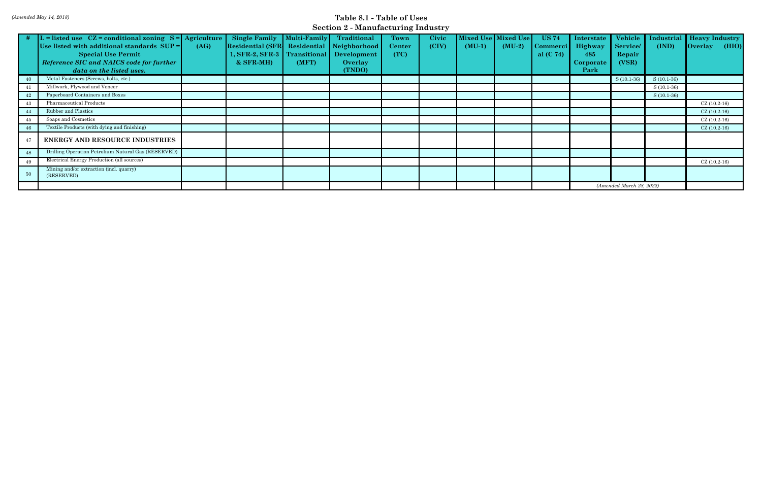*(Amended May 14, 2018)*

# Table 8.1 - Table of Uses

## Section 2 - Manufacturing Industry

| # | L = listed use CZ = conditional zoning S = Use listed with additional standards SUP = Special Use Permit *Reference SIC and NAICS code for further data on the listed uses.* | Agriculture (AG) | Single Family Residential (SFR-1, SFR-2, SFR-3 & SFR-MH) | Multi-Family Residential Transitional (MFT) | Traditional Neighborhood Development Overlay (TNDO) | Town Center (TC) | Civic (CIV) | Mixed Use (MU-1) | Mixed Use (MU-2) | US 74 Commercial (C 74) | Interstate Highway 485 Corporate Park | Vehicle Service/ Repair (VSR) | Industrial (IND) | Heavy Industry Overlay (HIO) |
|---|---|---|---|---|---|---|---|---|---|---|---|---|---|---|
| 40 | Metal Fasteners (Screws, bolts, etc.) | | | | | | | | | | | S (10.1-36) | S (10.1-36) | |
| 41 | Millwork, Plywood and Veneer | | | | | | | | | | | | S (10.1-36) | |
| 42 | Paperboard Containers and Boxes | | | | | | | | | | | | S (10.1-36) | |
| 43 | Pharmaceutical Products | | | | | | | | | | | | | CZ (10.2-16) |
| 44 | Rubber and Plastics | | | | | | | | | | | | | CZ (10.2-16) |
| 45 | Soaps and Cosmetics | | | | | | | | | | | | | CZ (10.2-16) |
| 46 | Textile Products (with dying and finishing) | | | | | | | | | | | | | CZ (10.2-16) |
| 47 | **ENERGY AND RESOURCE INDUSTRIES** | | | | | | | | | | | | | |
| 48 | Drilling Operation Petrolium Natural Gas (RESERVED) | | | | | | | | | | | | | |
| 49 | Electrical Energy Production (all sources) | | | | | | | | | | | | | CZ (10.2-16) |
| 50 | Mining and/or extraction (incl. quarry) (RESERVED) | | | | | | | | | | | | | |
| | | | | | | | | | | | | *(Amended March 28, 2022)* | | |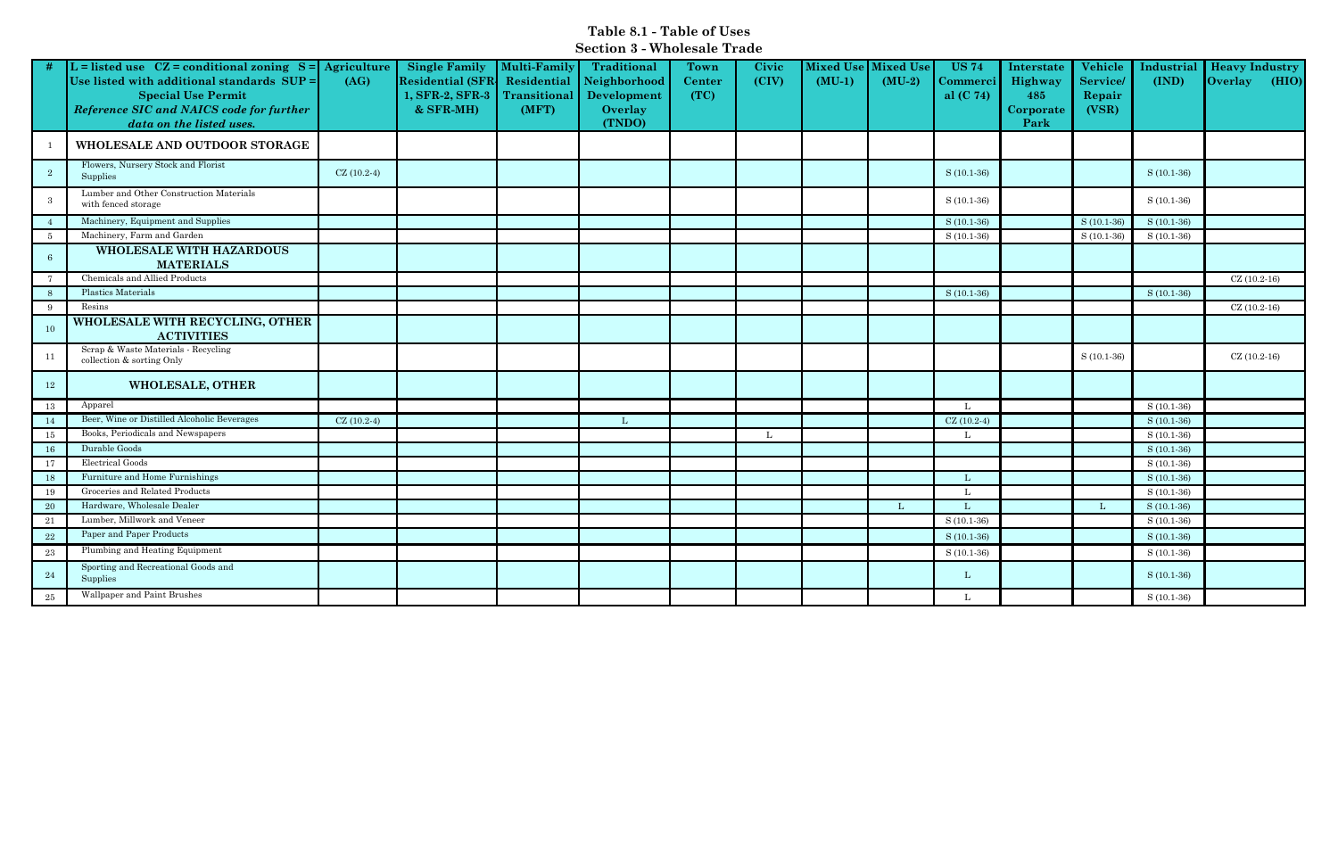**Table 8.1 - Table of Uses**
**Section 3 - Wholesale Trade**

| # | L = listed use CZ = conditional zoning S = Use listed with additional standards SUP = Special Use Permit *Reference SIC and NAICS code for further data on the listed uses.* | Agriculture (AG) | Single Family Residential (SFR-1, SFR-2, SFR-3 & SFR-MH) | Multi-Family Residential Transitional (MFT) | Traditional Neighborhood Development Overlay (TNDO) | Town Center (TC) | Civic (CIV) | Mixed Use (MU-1) | Mixed Use (MU-2) | US 74 Commercial (C 74) | Interstate Highway 485 Corporate Park | Vehicle Service/ Repair (VSR) | Industrial (IND) | Heavy Industry Overlay (HIO) |
|---|---|---|---|---|---|---|---|---|---|---|---|---|---|---|
| 1 | **WHOLESALE AND OUTDOOR STORAGE** | | | | | | | | | | | | | |
| 2 | Flowers, Nursery Stock and Florist Supplies | CZ (10.2-4) | | | | | | | | S (10.1-36) | | | S (10.1-36) | |
| 3 | Lumber and Other Construction Materials with fenced storage | | | | | | | | | S (10.1-36) | | | S (10.1-36) | |
| 4 | Machinery, Equipment and Supplies | | | | | | | | | S (10.1-36) | | S (10.1-36) | S (10.1-36) | |
| 5 | Machinery, Farm and Garden | | | | | | | | | S (10.1-36) | | S (10.1-36) | S (10.1-36) | |
| 6 | **WHOLESALE WITH HAZARDOUS MATERIALS** | | | | | | | | | | | | | |
| 7 | Chemicals and Allied Products | | | | | | | | | | | | | CZ (10.2-16) |
| 8 | Plastics Materials | | | | | | | | | S (10.1-36) | | | S (10.1-36) | |
| 9 | Resins | | | | | | | | | | | | | CZ (10.2-16) |
| 10 | **WHOLESALE WITH RECYCLING, OTHER ACTIVITIES** | | | | | | | | | | | | | |
| 11 | Scrap & Waste Materials - Recycling collection & sorting Only | | | | | | | | | | | S (10.1-36) | | CZ (10.2-16) |
| 12 | **WHOLESALE, OTHER** | | | | | | | | | | | | | |
| 13 | Apparel | | | | | | | | | L | | | S (10.1-36) | |
| 14 | Beer, Wine or Distilled Alcoholic Beverages | CZ (10.2-4) | | | L | | | | | CZ (10.2-4) | | | S (10.1-36) | |
| 15 | Books, Periodicals and Newspapers | | | | | | L | | | L | | | S (10.1-36) | |
| 16 | Durable Goods | | | | | | | | | | | | S (10.1-36) | |
| 17 | Electrical Goods | | | | | | | | | | | | S (10.1-36) | |
| 18 | Furniture and Home Furnishings | | | | | | | | | L | | | S (10.1-36) | |
| 19 | Groceries and Related Products | | | | | | | | | L | | | S (10.1-36) | |
| 20 | Hardware, Wholesale Dealer | | | | | | | | L | L | | L | S (10.1-36) | |
| 21 | Lumber, Millwork and Veneer | | | | | | | | | S (10.1-36) | | | S (10.1-36) | |
| 22 | Paper and Paper Products | | | | | | | | | S (10.1-36) | | | S (10.1-36) | |
| 23 | Plumbing and Heating Equipment | | | | | | | | | S (10.1-36) | | | S (10.1-36) | |
| 24 | Sporting and Recreational Goods and Supplies | | | | | | | | | L | | | S (10.1-36) | |
| 25 | Wallpaper and Paint Brushes | | | | | | | | | L | | | S (10.1-36) | |